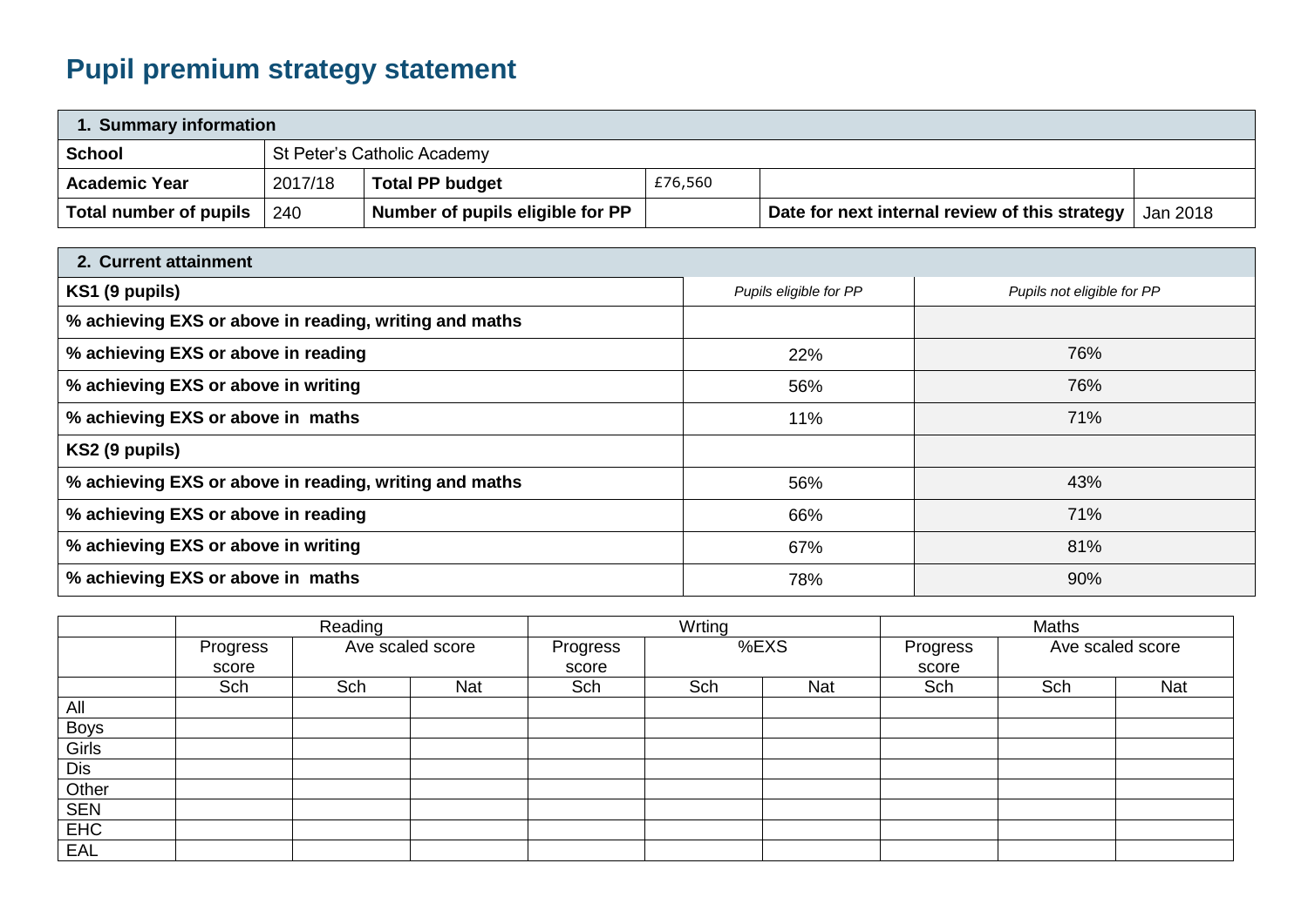# Pupil premium strategy statement

| 1. Summary information | | | | | |
|---|---|---|---|---|---|
| **School** | St Peter's Catholic Academy | | | | |
| **Academic Year** | 2017/18 | **Total PP budget** | £76,560 | | |
| **Total number of pupils** | 240 | **Number of pupils eligible for PP** | | **Date for next internal review of this strategy** | Jan 2018 |

| 2. Current attainment | | |
|---|---|---|
| **KS1 (9 pupils)** | *Pupils eligible for PP* | *Pupils not eligible for PP* |
| **% achieving EXS or above in reading, writing and maths** | | |
| **% achieving EXS or above in reading** | 22% | 76% |
| **% achieving EXS or above in writing** | 56% | 76% |
| **% achieving EXS or above in maths** | 11% | 71% |
| **KS2 (9 pupils)** | | |
| **% achieving EXS or above in reading, writing and maths** | 56% | 43% |
| **% achieving EXS or above in reading** | 66% | 71% |
| **% achieving EXS or above in writing** | 67% | 81% |
| **% achieving EXS or above in maths** | 78% | 90% |

| | Reading | | | Wrting | | | Maths | | |
|---|---|---|---|---|---|---|---|---|---|
| | Progress score | Ave scaled score | | Progress score | %EXS | | Progress score | Ave scaled score | |
| | Sch | Sch | Nat | Sch | Sch | Nat | Sch | Sch | Nat |
| All | | | | | | | | | |
| Boys | | | | | | | | | |
| Girls | | | | | | | | | |
| Dis | | | | | | | | | |
| Other | | | | | | | | | |
| SEN | | | | | | | | | |
| EHC | | | | | | | | | |
| EAL | | | | | | | | | |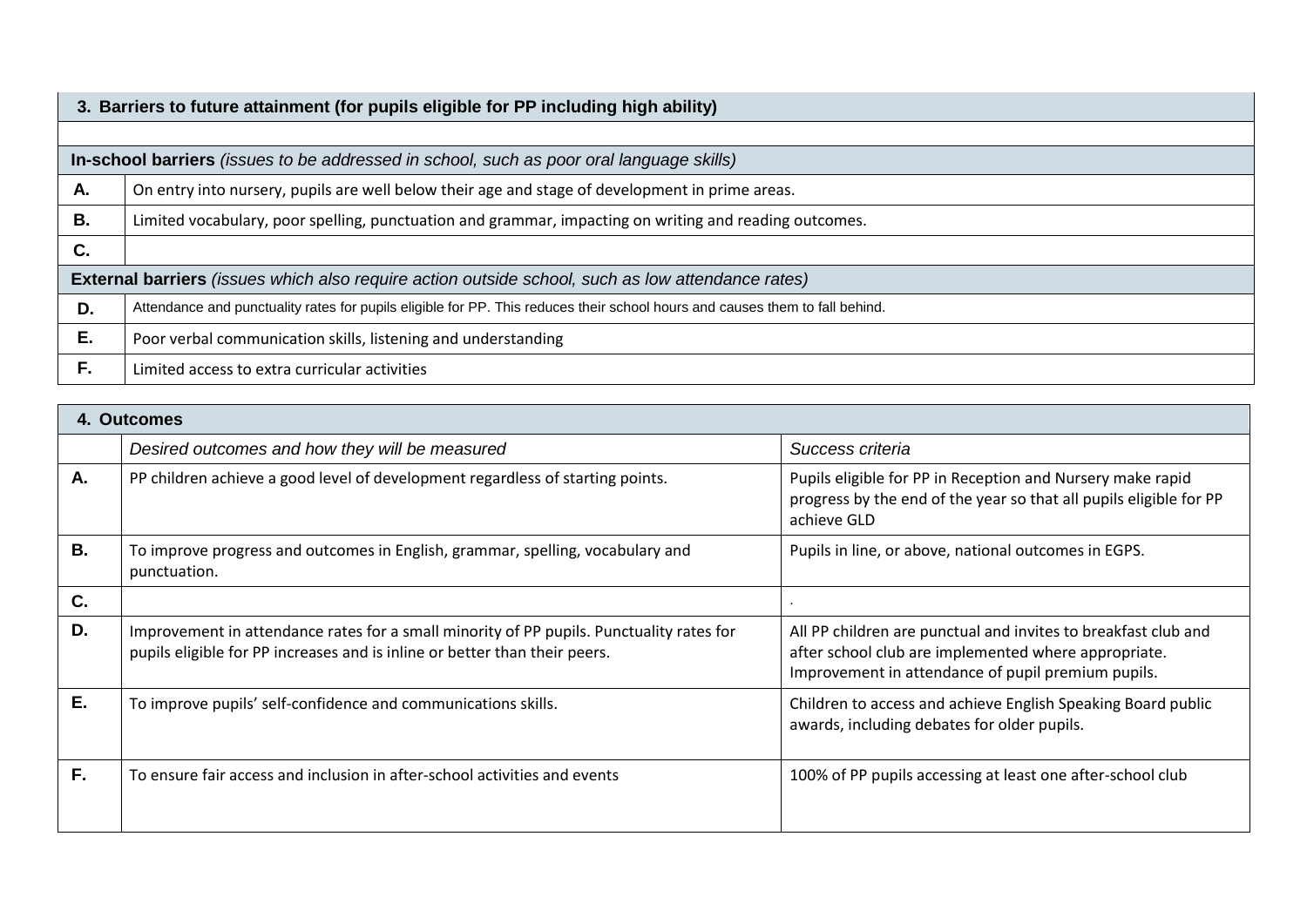| 3. Barriers to future attainment (for pupils eligible for PP including high ability) | |
|---|---|
| | |
| **In-school barriers** *(issues to be addressed in school, such as poor oral language skills)* | |
| **A.** | On entry into nursery, pupils are well below their age and stage of development in prime areas. |
| **B.** | Limited vocabulary, poor spelling, punctuation and grammar, impacting on writing and reading outcomes. |
| **C.** | |
| **External barriers** *(issues which also require action outside school, such as low attendance rates)* | |
| **D.** | Attendance and punctuality rates for pupils eligible for PP. This reduces their school hours and causes them to fall behind. |
| **E.** | Poor verbal communication skills, listening and understanding |
| **F.** | Limited access to extra curricular activities |

| 4. Outcomes | | |
|---|---|---|
| | *Desired outcomes and how they will be measured* | *Success criteria* |
| **A.** | PP children achieve a good level of development regardless of starting points. | Pupils eligible for PP in Reception and Nursery make rapid progress by the end of the year so that all pupils eligible for PP achieve GLD |
| **B.** | To improve progress and outcomes in English, grammar, spelling, vocabulary and punctuation. | Pupils in line, or above, national outcomes in EGPS. |
| **C.** | | . |
| **D.** | Improvement in attendance rates for a small minority of PP pupils. Punctuality rates for pupils eligible for PP increases and is inline or better than their peers. | All PP children are punctual and invites to breakfast club and after school club are implemented where appropriate. Improvement in attendance of pupil premium pupils. |
| **E.** | To improve pupils' self-confidence and communications skills. | Children to access and achieve English Speaking Board public awards, including debates for older pupils. |
| **F.** | To ensure fair access and inclusion in after-school activities and events | 100% of PP pupils accessing at least one after-school club |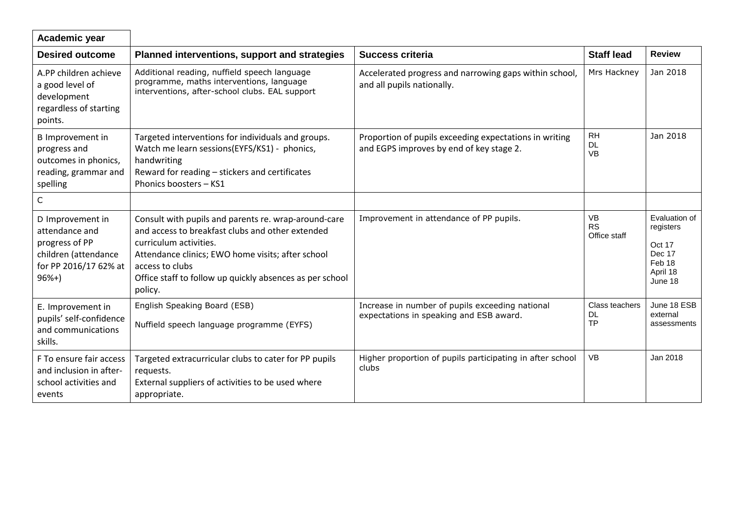| Academic year | | | | |
|---|---|---|---|---|
| **Desired outcome** | **Planned interventions, support and strategies** | **Success criteria** | **Staff lead** | **Review** |
| A.PP children achieve a good level of development regardless of starting points. | Additional reading, nuffield speech language programme, maths interventions, language interventions, after-school clubs. EAL support | Accelerated progress and narrowing gaps within school, and all pupils nationally. | Mrs Hackney | Jan 2018 |
| B Improvement in progress and outcomes in phonics, reading, grammar and spelling | Targeted interventions for individuals and groups.<br>Watch me learn sessions(EYFS/KS1) - phonics, handwriting<br>Reward for reading – stickers and certificates<br>Phonics boosters – KS1 | Proportion of pupils exceeding expectations in writing and EGPS improves by end of key stage 2. | RH<br>DL<br>VB | Jan 2018 |
| C | | | | |
| D Improvement in attendance and progress of PP children (attendance for PP 2016/17 62% at 96%+) | Consult with pupils and parents re. wrap-around-care and access to breakfast clubs and other extended curriculum activities.<br>Attendance clinics; EWO home visits; after school access to clubs<br>Office staff to follow up quickly absences as per school policy. | Improvement in attendance of PP pupils. | VB<br>RS<br>Office staff | Evaluation of registers<br><br>Oct 17<br>Dec 17<br>Feb 18<br>April 18<br>June 18 |
| E. Improvement in pupils' self-confidence and communications skills. | English Speaking Board (ESB)<br><br>Nuffield speech language programme (EYFS) | Increase in number of pupils exceeding national expectations in speaking and ESB award. | Class teachers<br>DL<br>TP | June 18 ESB external assessments |
| F To ensure fair access and inclusion in after-school activities and events | Targeted extracurricular clubs to cater for PP pupils requests.<br>External suppliers of activities to be used where appropriate. | Higher proportion of pupils participating in after school clubs | VB | Jan 2018 |